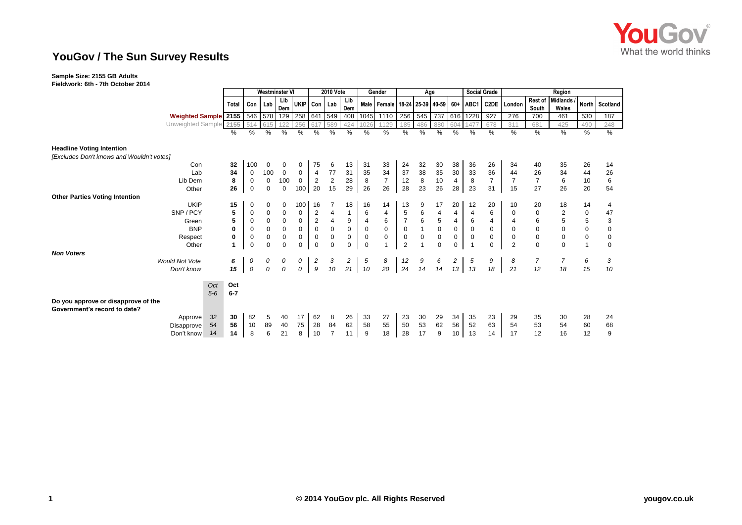# YouGov / The Sun Survey Results

**Sample Size: 2155 GB Adults**
**Fieldwork: 6th - 7th October 2014**

| | | Total | Westminster VI | | | | 2010 Vote | | | Gender | | Age | | | | Social Grade | | Region | | | | |
|---|---|---|---|---|---|---|---|---|---|---|---|---|---|---|---|---|---|---|---|---|---|---|
| | | | Con | Lab | Lib Dem | UKIP | Con | Lab | Lib Dem | Male | Female | 18-24 | 25-39 | 40-59 | 60+ | ABC1 | C2DE | London | Rest of South | Midlands / Wales | North | Scotland |
| **Weighted Sample** | | 2155 | 546 | 578 | 129 | 258 | 641 | 549 | 408 | 1045 | 1110 | 256 | 545 | 737 | 616 | 1228 | 927 | 276 | 700 | 461 | 530 | 187 |
| Unweighted Sample | | 2155 | 514 | 615 | 122 | 256 | 617 | 589 | 424 | 1026 | 1129 | 185 | 486 | 880 | 604 | 1477 | 678 | 311 | 681 | 425 | 490 | 248 |
| | | % | % | % | % | % | % | % | % | % | % | % | % | % | % | % | % | % | % | % | % | % |
| **Headline Voting Intention** | | | | | | | | | | | | | | | | | | | | | | |
| *[Excludes Don't knows and Wouldn't votes]* | | | | | | | | | | | | | | | | | | | | | | |
| Con | | 32 | 100 | 0 | 0 | 0 | 75 | 6 | 13 | 31 | 33 | 24 | 32 | 30 | 38 | 36 | 26 | 34 | 40 | 35 | 26 | 14 |
| Lab | | 34 | 0 | 100 | 0 | 0 | 4 | 77 | 31 | 35 | 34 | 37 | 38 | 35 | 30 | 33 | 36 | 44 | 26 | 34 | 44 | 26 |
| Lib Dem | | 8 | 0 | 0 | 100 | 0 | 2 | 2 | 28 | 8 | 7 | 12 | 8 | 10 | 4 | 8 | 7 | 7 | 7 | 6 | 10 | 6 |
| Other | | 26 | 0 | 0 | 0 | 100 | 20 | 15 | 29 | 26 | 26 | 28 | 23 | 26 | 28 | 23 | 31 | 15 | 27 | 26 | 20 | 54 |
| **Other Parties Voting Intention** | | | | | | | | | | | | | | | | | | | | | | |
| UKIP | | 15 | 0 | 0 | 0 | 100 | 16 | 7 | 18 | 16 | 14 | 13 | 9 | 17 | 20 | 12 | 20 | 10 | 20 | 18 | 14 | 4 |
| SNP / PCY | | 5 | 0 | 0 | 0 | 0 | 2 | 4 | 1 | 6 | 4 | 5 | 6 | 4 | 4 | 4 | 6 | 0 | 0 | 2 | 0 | 47 |
| Green | | 5 | 0 | 0 | 0 | 0 | 2 | 4 | 9 | 4 | 6 | 7 | 6 | 5 | 4 | 6 | 4 | 4 | 6 | 5 | 5 | 3 |
| BNP | | 0 | 0 | 0 | 0 | 0 | 0 | 0 | 0 | 0 | 0 | 0 | 1 | 0 | 0 | 0 | 0 | 0 | 0 | 0 | 0 | 0 |
| Respect | | 0 | 0 | 0 | 0 | 0 | 0 | 0 | 0 | 0 | 0 | 0 | 0 | 0 | 0 | 0 | 0 | 0 | 0 | 0 | 0 | 0 |
| Other | | 1 | 0 | 0 | 0 | 0 | 0 | 0 | 0 | 0 | 1 | 2 | 1 | 0 | 0 | 1 | 0 | 2 | 0 | 0 | 1 | 0 |
| ***Non Voters*** | | | | | | | | | | | | | | | | | | | | | | |
| *Would Not Vote* | | *6* | *0* | *0* | *0* | *0* | *2* | *3* | *2* | *5* | *8* | *12* | *9* | *6* | *2* | *5* | *9* | *8* | *7* | *7* | *6* | *3* |
| *Don't know* | | *15* | *0* | *0* | *0* | *0* | *9* | *10* | *21* | *10* | *20* | *24* | *14* | *14* | *13* | *13* | *18* | *21* | *12* | *18* | *15* | *10* |
| | *Oct 5-6* | **Oct 6-7** | | | | | | | | | | | | | | | | | | | | |
| **Do you approve or disapprove of the Government's record to date?** | | | | | | | | | | | | | | | | | | | | | | |
| Approve | *32* | 30 | 82 | 5 | 40 | 17 | 62 | 8 | 26 | 33 | 27 | 23 | 30 | 29 | 34 | 35 | 23 | 29 | 35 | 30 | 28 | 24 |
| Disapprove | *54* | 56 | 10 | 89 | 40 | 75 | 28 | 84 | 62 | 58 | 55 | 50 | 53 | 62 | 56 | 52 | 63 | 54 | 53 | 54 | 60 | 68 |
| Don't know | *14* | 14 | 8 | 6 | 21 | 8 | 10 | 7 | 11 | 9 | 18 | 28 | 17 | 9 | 10 | 13 | 14 | 17 | 12 | 16 | 12 | 9 |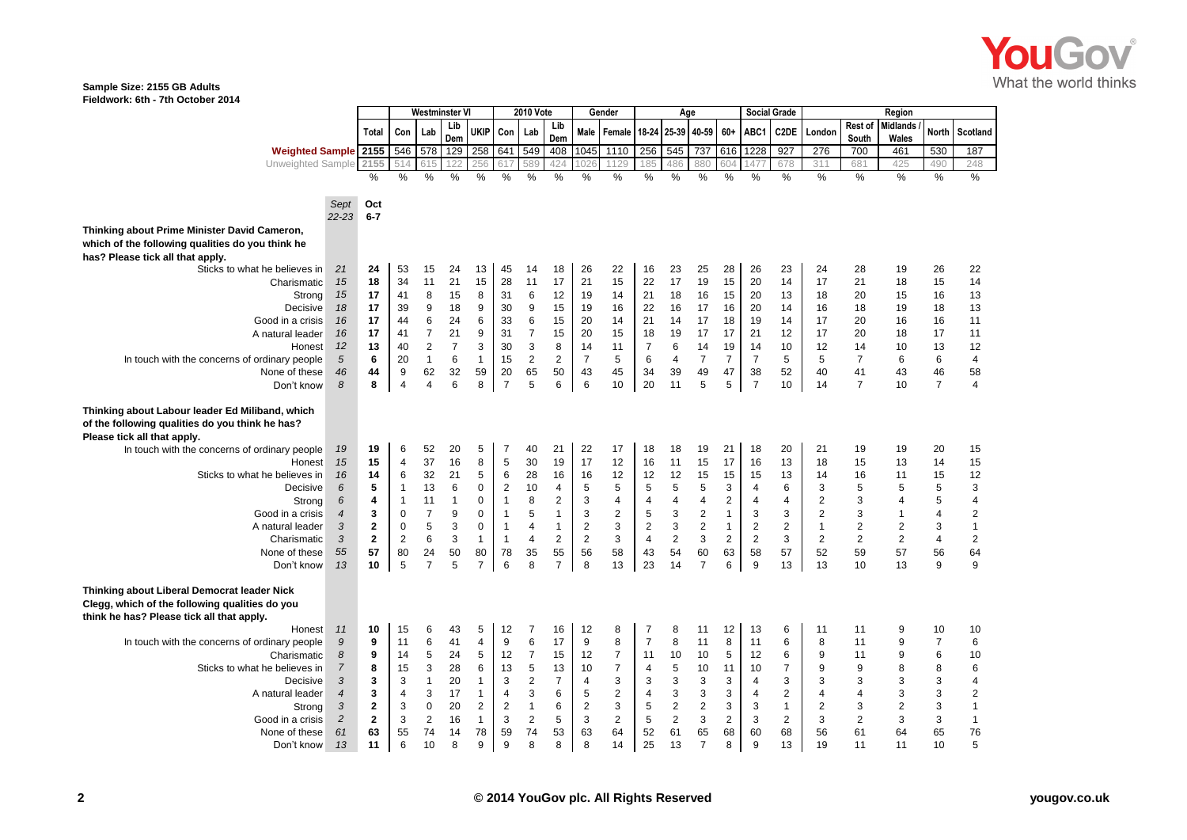**Sample Size: 2155 GB Adults**
**Fieldwork: 6th - 7th October 2014**

| | Sept 22-23 | Oct 6-7 | Westminster VI | | | | | 2010 Vote | | | Gender | | Age | | | | Social Grade | | Region | | | | |
|---|---|---|---|---|---|---|---|---|---|---|---|---|---|---|---|---|---|---|---|---|---|---|---|
| | | Total | Con | Lab | Lib Dem | UKIP | Con | Lab | Lib Dem | Male | Female | 18-24 | 25-39 | 40-59 | 60+ | ABC1 | C2DE | London | Rest of South | Midlands / Wales | North | Scotland |
| **Weighted Sample** | | 2155 | 546 | 578 | 129 | 258 | 641 | 549 | 408 | 1045 | 1110 | 256 | 545 | 737 | 616 | 1228 | 927 | 276 | 700 | 461 | 530 | 187 |
| Unweighted Sample | | 2155 | 514 | 615 | 122 | 256 | 617 | 589 | 424 | 1026 | 1129 | 185 | 486 | 880 | 604 | 1477 | 678 | 311 | 681 | 425 | 490 | 248 |
| | | % | % | % | % | % | % | % | % | % | % | % | % | % | % | % | % | % | % | % | % | % |
| **Thinking about Prime Minister David Cameron, which of the following qualities do you think he has? Please tick all that apply.** | | | | | | | | | | | | | | | | | | | | | | |
| Sticks to what he believes in | 21 | 24 | 53 | 15 | 24 | 13 | 45 | 14 | 18 | 26 | 22 | 16 | 23 | 25 | 28 | 26 | 23 | 24 | 28 | 19 | 26 | 22 |
| Charismatic | 15 | 18 | 34 | 11 | 21 | 15 | 28 | 11 | 17 | 21 | 15 | 22 | 17 | 19 | 15 | 20 | 14 | 17 | 21 | 18 | 15 | 14 |
| Strong | 15 | 17 | 41 | 8 | 15 | 8 | 31 | 6 | 12 | 19 | 14 | 21 | 18 | 16 | 15 | 20 | 13 | 18 | 20 | 15 | 16 | 13 |
| Decisive | 18 | 17 | 39 | 9 | 18 | 9 | 30 | 9 | 15 | 19 | 16 | 22 | 16 | 17 | 16 | 20 | 14 | 16 | 18 | 19 | 18 | 13 |
| Good in a crisis | 16 | 17 | 44 | 6 | 24 | 6 | 33 | 6 | 15 | 20 | 14 | 21 | 14 | 17 | 18 | 19 | 14 | 17 | 20 | 16 | 16 | 11 |
| A natural leader | 16 | 17 | 41 | 7 | 21 | 9 | 31 | 7 | 15 | 20 | 15 | 18 | 19 | 17 | 17 | 21 | 12 | 17 | 20 | 18 | 17 | 11 |
| Honest | 12 | 13 | 40 | 2 | 7 | 3 | 30 | 3 | 8 | 14 | 11 | 7 | 6 | 14 | 19 | 14 | 10 | 12 | 14 | 10 | 13 | 12 |
| In touch with the concerns of ordinary people | 5 | 6 | 20 | 1 | 6 | 1 | 15 | 2 | 2 | 7 | 5 | 6 | 4 | 7 | 7 | 7 | 5 | 5 | 7 | 6 | 6 | 4 |
| None of these | 46 | 44 | 9 | 62 | 32 | 59 | 20 | 65 | 50 | 43 | 45 | 34 | 39 | 49 | 47 | 38 | 52 | 40 | 41 | 43 | 46 | 58 |
| Don't know | 8 | 8 | 4 | 4 | 6 | 8 | 7 | 5 | 6 | 6 | 10 | 20 | 11 | 5 | 5 | 7 | 10 | 14 | 7 | 10 | 7 | 4 |
| **Thinking about Labour leader Ed Miliband, which of the following qualities do you think he has? Please tick all that apply.** | | | | | | | | | | | | | | | | | | | | | | |
| In touch with the concerns of ordinary people | 19 | 19 | 6 | 52 | 20 | 5 | 7 | 40 | 21 | 22 | 17 | 18 | 18 | 19 | 21 | 18 | 20 | 21 | 19 | 19 | 20 | 15 |
| Honest | 15 | 15 | 4 | 37 | 16 | 8 | 5 | 30 | 19 | 17 | 12 | 16 | 11 | 15 | 17 | 16 | 13 | 18 | 15 | 13 | 14 | 15 |
| Sticks to what he believes in | 16 | 14 | 6 | 32 | 21 | 5 | 6 | 28 | 16 | 16 | 12 | 12 | 12 | 15 | 15 | 15 | 13 | 14 | 16 | 11 | 15 | 12 |
| Decisive | 6 | 5 | 1 | 13 | 6 | 0 | 2 | 10 | 4 | 5 | 5 | 5 | 5 | 5 | 3 | 4 | 6 | 3 | 5 | 5 | 5 | 3 |
| Strong | 6 | 4 | 1 | 11 | 1 | 0 | 1 | 8 | 2 | 3 | 4 | 4 | 4 | 4 | 2 | 4 | 4 | 2 | 3 | 4 | 5 | 4 |
| Good in a crisis | 4 | 3 | 0 | 7 | 9 | 0 | 1 | 5 | 1 | 3 | 2 | 5 | 3 | 2 | 1 | 3 | 3 | 2 | 3 | 1 | 4 | 2 |
| A natural leader | 3 | 2 | 0 | 5 | 3 | 0 | 1 | 4 | 1 | 2 | 3 | 2 | 3 | 2 | 1 | 2 | 2 | 1 | 2 | 2 | 3 | 1 |
| Charismatic | 3 | 2 | 2 | 6 | 3 | 1 | 1 | 4 | 2 | 2 | 3 | 4 | 2 | 3 | 2 | 2 | 3 | 2 | 2 | 2 | 4 | 2 |
| None of these | 55 | 57 | 80 | 24 | 50 | 80 | 78 | 35 | 55 | 56 | 58 | 43 | 54 | 60 | 63 | 58 | 57 | 52 | 59 | 57 | 56 | 64 |
| Don't know | 13 | 10 | 5 | 7 | 5 | 7 | 6 | 8 | 7 | 8 | 13 | 23 | 14 | 7 | 6 | 9 | 13 | 13 | 10 | 13 | 9 | 9 |
| **Thinking about Liberal Democrat leader Nick Clegg, which of the following qualities do you think he has? Please tick all that apply.** | | | | | | | | | | | | | | | | | | | | | | |
| Honest | 11 | 10 | 15 | 6 | 43 | 5 | 12 | 7 | 16 | 12 | 8 | 7 | 8 | 11 | 12 | 13 | 6 | 11 | 11 | 9 | 10 | 10 |
| In touch with the concerns of ordinary people | 9 | 9 | 11 | 6 | 41 | 4 | 9 | 6 | 17 | 9 | 8 | 7 | 8 | 11 | 8 | 11 | 6 | 8 | 11 | 9 | 7 | 6 |
| Charismatic | 8 | 9 | 14 | 5 | 24 | 5 | 12 | 7 | 15 | 12 | 7 | 11 | 10 | 10 | 5 | 12 | 6 | 9 | 11 | 9 | 6 | 10 |
| Sticks to what he believes in | 7 | 8 | 15 | 3 | 28 | 6 | 13 | 5 | 13 | 10 | 7 | 4 | 5 | 10 | 11 | 10 | 7 | 9 | 9 | 8 | 8 | 6 |
| Decisive | 3 | 3 | 3 | 1 | 20 | 1 | 3 | 2 | 7 | 4 | 3 | 3 | 3 | 3 | 3 | 4 | 3 | 3 | 3 | 3 | 3 | 4 |
| A natural leader | 4 | 3 | 4 | 3 | 17 | 1 | 4 | 3 | 6 | 5 | 2 | 4 | 3 | 3 | 3 | 4 | 2 | 4 | 4 | 3 | 3 | 2 |
| Strong | 3 | 2 | 3 | 0 | 20 | 2 | 2 | 1 | 6 | 2 | 3 | 5 | 2 | 2 | 3 | 3 | 1 | 2 | 3 | 2 | 3 | 1 |
| Good in a crisis | 2 | 2 | 3 | 2 | 16 | 1 | 3 | 2 | 5 | 3 | 2 | 5 | 2 | 3 | 2 | 3 | 2 | 3 | 2 | 3 | 3 | 1 |
| None of these | 61 | 63 | 55 | 74 | 14 | 78 | 59 | 74 | 53 | 63 | 64 | 52 | 61 | 65 | 68 | 60 | 68 | 56 | 61 | 64 | 65 | 76 |
| Don't know | 13 | 11 | 6 | 10 | 8 | 9 | 9 | 8 | 8 | 8 | 14 | 25 | 13 | 7 | 8 | 9 | 13 | 19 | 11 | 11 | 10 | 5 |

© 2014 YouGov plc. All Rights Reserved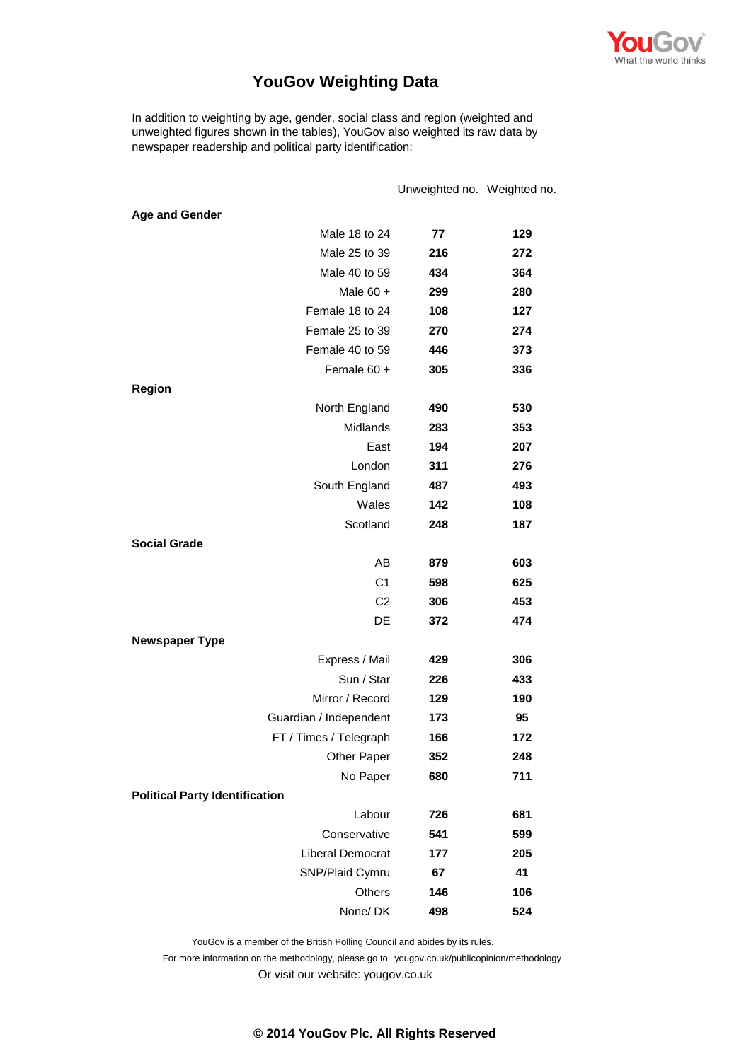# YouGov Weighting Data

In addition to weighting by age, gender, social class and region (weighted and unweighted figures shown in the tables), YouGov also weighted its raw data by newspaper readership and political party identification:

| | Unweighted no. | Weighted no. |
|---|---|---|
| **Age and Gender** | | |
| Male 18 to 24 | **77** | **129** |
| Male 25 to 39 | **216** | **272** |
| Male 40 to 59 | **434** | **364** |
| Male 60 + | **299** | **280** |
| Female 18 to 24 | **108** | **127** |
| Female 25 to 39 | **270** | **274** |
| Female 40 to 59 | **446** | **373** |
| Female 60 + | **305** | **336** |
| **Region** | | |
| North England | **490** | **530** |
| Midlands | **283** | **353** |
| East | **194** | **207** |
| London | **311** | **276** |
| South England | **487** | **493** |
| Wales | **142** | **108** |
| Scotland | **248** | **187** |
| **Social Grade** | | |
| AB | **879** | **603** |
| C1 | **598** | **625** |
| C2 | **306** | **453** |
| DE | **372** | **474** |
| **Newspaper Type** | | |
| Express / Mail | **429** | **306** |
| Sun / Star | **226** | **433** |
| Mirror / Record | **129** | **190** |
| Guardian / Independent | **173** | **95** |
| FT / Times / Telegraph | **166** | **172** |
| Other Paper | **352** | **248** |
| No Paper | **680** | **711** |
| **Political Party Identification** | | |
| Labour | **726** | **681** |
| Conservative | **541** | **599** |
| Liberal Democrat | **177** | **205** |
| SNP/Plaid Cymru | **67** | **41** |
| Others | **146** | **106** |
| None/ DK | **498** | **524** |

YouGov is a member of the British Polling Council and abides by its rules.

For more information on the methodology, please go to yougov.co.uk/publicopinion/methodology

Or visit our website: yougov.co.uk

**© 2014 YouGov Plc. All Rights Reserved**